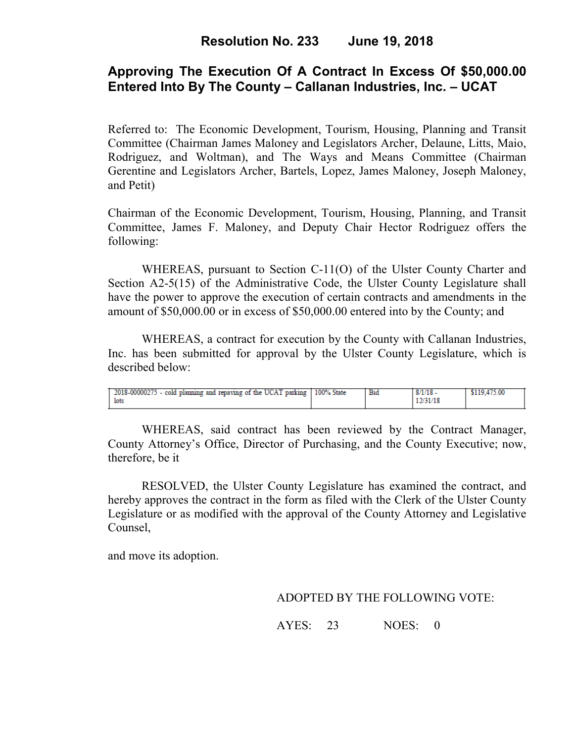# Resolution No. 233 June 19, 2018

## Approving The Execution Of A Contract In Excess Of $50,000.00 Entered Into By The County – Callanan Industries, Inc. – UCAT

Referred to: The Economic Development, Tourism, Housing, Planning and Transit Committee (Chairman James Maloney and Legislators Archer, Delaune, Litts, Maio, Rodriguez, and Woltman), and The Ways and Means Committee (Chairman Gerentine and Legislators Archer, Bartels, Lopez, James Maloney, Joseph Maloney, and Petit)

Chairman of the Economic Development, Tourism, Housing, Planning, and Transit Committee, James F. Maloney, and Deputy Chair Hector Rodriguez offers the following:

WHEREAS, pursuant to Section C-11(O) of the Ulster County Charter and Section A2-5(15) of the Administrative Code, the Ulster County Legislature shall have the power to approve the execution of certain contracts and amendments in the amount of $50,000.00 or in excess of $50,000.00 entered into by the County; and

WHEREAS, a contract for execution by the County with Callanan Industries, Inc. has been submitted for approval by the Ulster County Legislature, which is described below:

| | | | | |
|---|---|---|---|---|
| 2018-00000275 - cold planning and repaving of the UCAT parking lots | 100% State | Bid | 8/1/18 - 12/31/18 | $119,475.00 |

WHEREAS, said contract has been reviewed by the Contract Manager, County Attorney's Office, Director of Purchasing, and the County Executive; now, therefore, be it

RESOLVED, the Ulster County Legislature has examined the contract, and hereby approves the contract in the form as filed with the Clerk of the Ulster County Legislature or as modified with the approval of the County Attorney and Legislative Counsel,

and move its adoption.

ADOPTED BY THE FOLLOWING VOTE:

AYES: 23 NOES: 0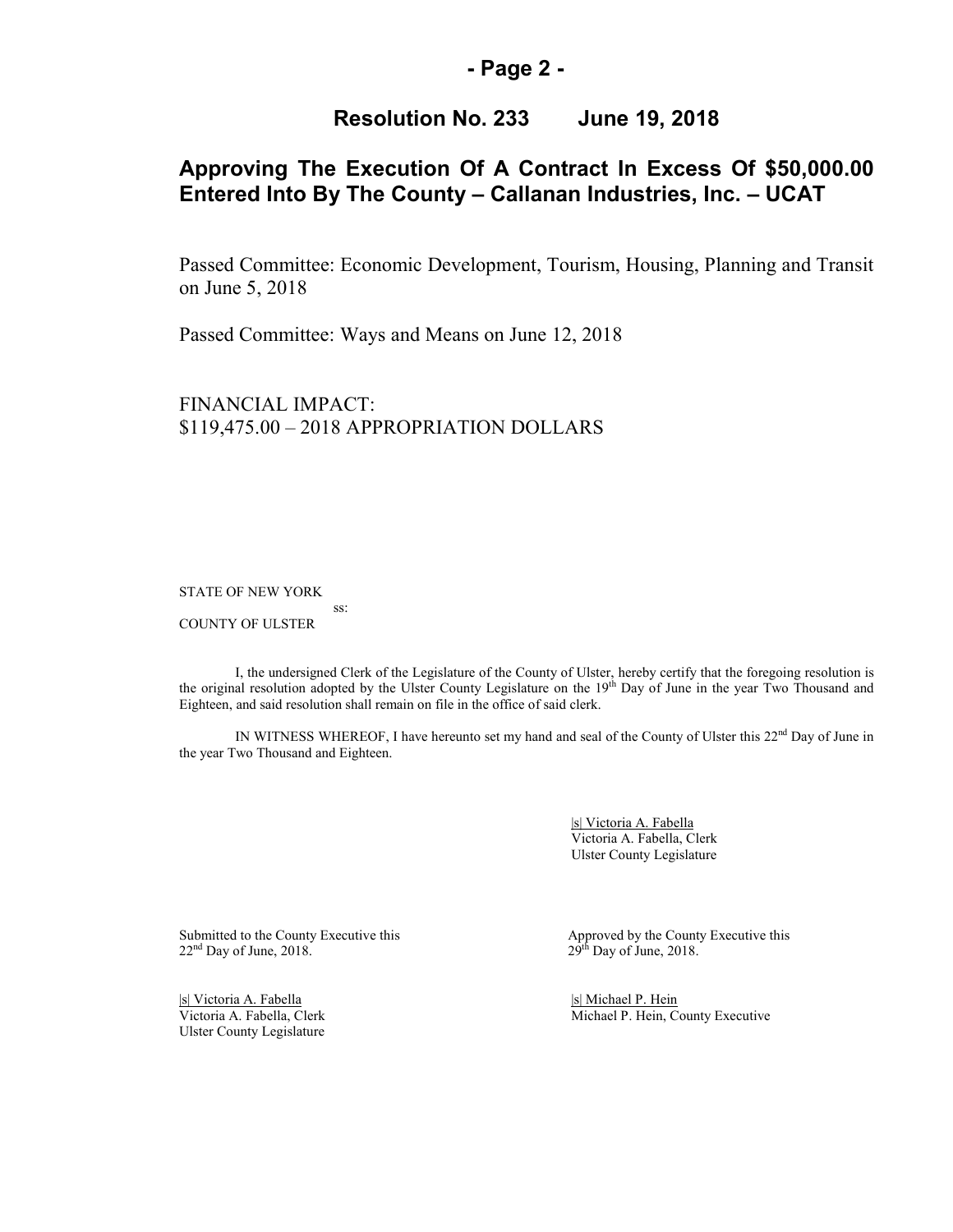## Resolution No. 233 June 19, 2018

## Approving The Execution Of A Contract In Excess Of $50,000.00 Entered Into By The County – Callanan Industries, Inc. – UCAT

Passed Committee: Economic Development, Tourism, Housing, Planning and Transit on June 5, 2018

Passed Committee: Ways and Means on June 12, 2018

FINANCIAL IMPACT:
$119,475.00 – 2018 APPROPRIATION DOLLARS

STATE OF NEW YORK
ss:
COUNTY OF ULSTER

I, the undersigned Clerk of the Legislature of the County of Ulster, hereby certify that the foregoing resolution is the original resolution adopted by the Ulster County Legislature on the 19th Day of June in the year Two Thousand and Eighteen, and said resolution shall remain on file in the office of said clerk.

IN WITNESS WHEREOF, I have hereunto set my hand and seal of the County of Ulster this 22nd Day of June in the year Two Thousand and Eighteen.

|s| Victoria A. Fabella
Victoria A. Fabella, Clerk
Ulster County Legislature

Submitted to the County Executive this 22nd Day of June, 2018.

|s| Victoria A. Fabella
Victoria A. Fabella, Clerk
Ulster County Legislature

Approved by the County Executive this 29th Day of June, 2018.

|s| Michael P. Hein
Michael P. Hein, County Executive